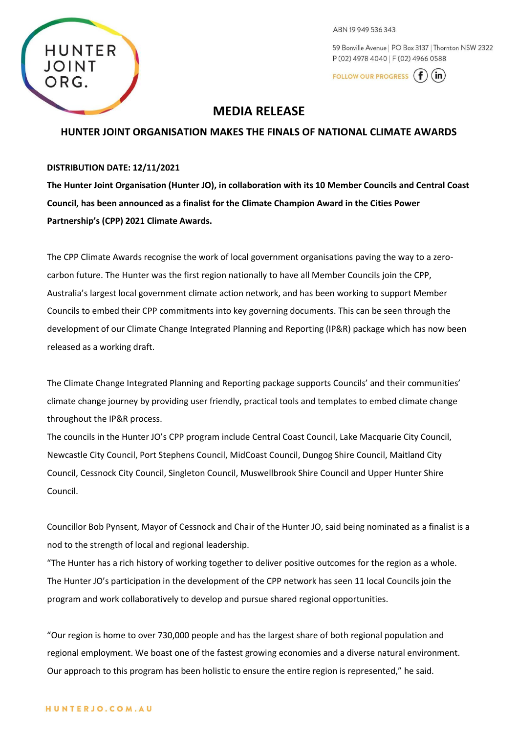HUNTER JOINT ORG.

ABN 19 949 536 343

59 Bonville Avenue | PO Box 3137 | Thornton NSW 2322
P (02) 4978 4040 | F (02) 4966 0588

FOLLOW OUR PROGRESS

# MEDIA RELEASE

## HUNTER JOINT ORGANISATION MAKES THE FINALS OF NATIONAL CLIMATE AWARDS

**DISTRIBUTION DATE: 12/11/2021**

**The Hunter Joint Organisation (Hunter JO), in collaboration with its 10 Member Councils and Central Coast Council, has been announced as a finalist for the Climate Champion Award in the Cities Power Partnership's (CPP) 2021 Climate Awards.**

The CPP Climate Awards recognise the work of local government organisations paving the way to a zero-carbon future. The Hunter was the first region nationally to have all Member Councils join the CPP, Australia's largest local government climate action network, and has been working to support Member Councils to embed their CPP commitments into key governing documents. This can be seen through the development of our Climate Change Integrated Planning and Reporting (IP&R) package which has now been released as a working draft.

The Climate Change Integrated Planning and Reporting package supports Councils' and their communities' climate change journey by providing user friendly, practical tools and templates to embed climate change throughout the IP&R process.

The councils in the Hunter JO's CPP program include Central Coast Council, Lake Macquarie City Council, Newcastle City Council, Port Stephens Council, MidCoast Council, Dungog Shire Council, Maitland City Council, Cessnock City Council, Singleton Council, Muswellbrook Shire Council and Upper Hunter Shire Council.

Councillor Bob Pynsent, Mayor of Cessnock and Chair of the Hunter JO, said being nominated as a finalist is a nod to the strength of local and regional leadership.

"The Hunter has a rich history of working together to deliver positive outcomes for the region as a whole. The Hunter JO's participation in the development of the CPP network has seen 11 local Councils join the program and work collaboratively to develop and pursue shared regional opportunities.

"Our region is home to over 730,000 people and has the largest share of both regional population and regional employment. We boast one of the fastest growing economies and a diverse natural environment. Our approach to this program has been holistic to ensure the entire region is represented," he said.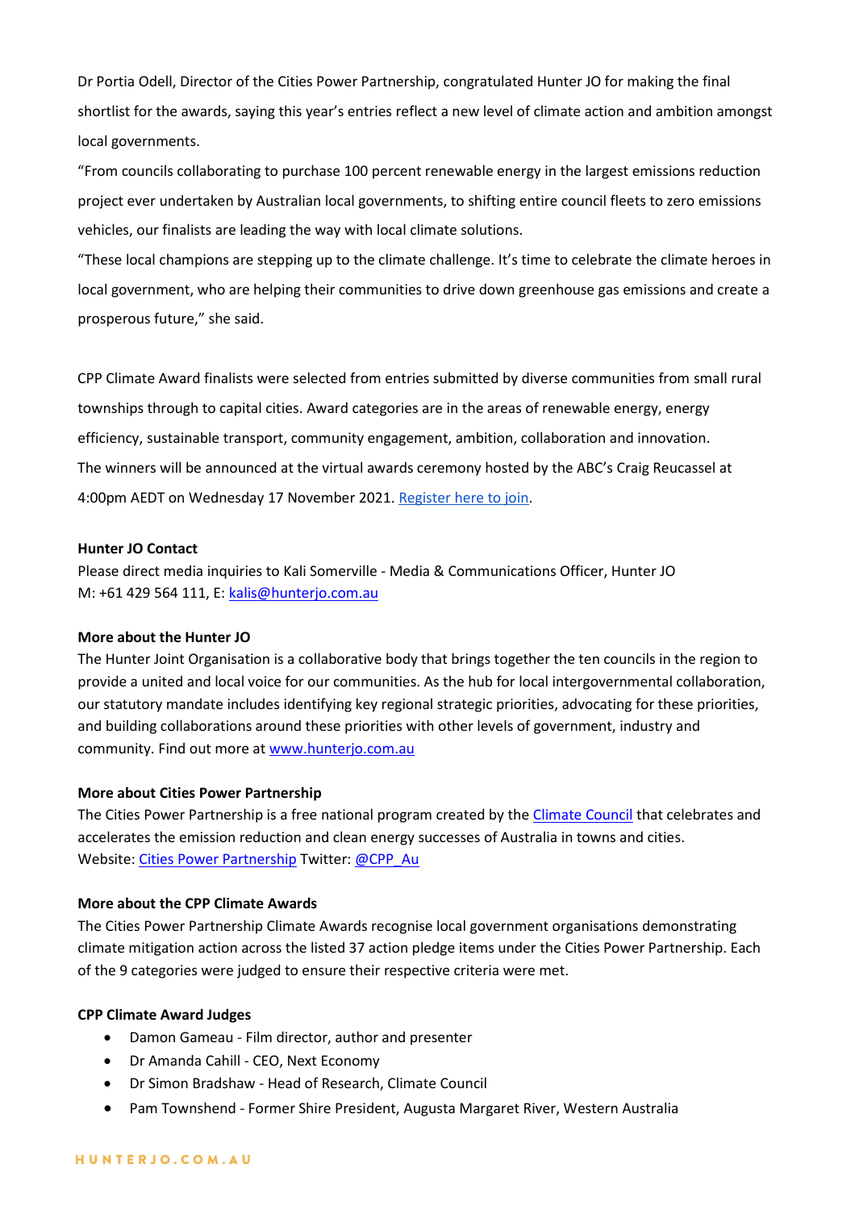Dr Portia Odell, Director of the Cities Power Partnership, congratulated Hunter JO for making the final shortlist for the awards, saying this year's entries reflect a new level of climate action and ambition amongst local governments.

"From councils collaborating to purchase 100 percent renewable energy in the largest emissions reduction project ever undertaken by Australian local governments, to shifting entire council fleets to zero emissions vehicles, our finalists are leading the way with local climate solutions.

"These local champions are stepping up to the climate challenge. It's time to celebrate the climate heroes in local government, who are helping their communities to drive down greenhouse gas emissions and create a prosperous future," she said.

CPP Climate Award finalists were selected from entries submitted by diverse communities from small rural townships through to capital cities. Award categories are in the areas of renewable energy, energy efficiency, sustainable transport, community engagement, ambition, collaboration and innovation.

The winners will be announced at the virtual awards ceremony hosted by the ABC's Craig Reucassel at 4:00pm AEDT on Wednesday 17 November 2021. [Register here to join](#).

**Hunter JO Contact**

Please direct media inquiries to Kali Somerville - Media & Communications Officer, Hunter JO
M: +61 429 564 111, E: kalis@hunterjo.com.au

**More about the Hunter JO**

The Hunter Joint Organisation is a collaborative body that brings together the ten councils in the region to provide a united and local voice for our communities. As the hub for local intergovernmental collaboration, our statutory mandate includes identifying key regional strategic priorities, advocating for these priorities, and building collaborations around these priorities with other levels of government, industry and community. Find out more at www.hunterjo.com.au

**More about Cities Power Partnership**

The Cities Power Partnership is a free national program created by the Climate Council that celebrates and accelerates the emission reduction and clean energy successes of Australia in towns and cities.
Website: Cities Power Partnership Twitter: @CPP_Au

**More about the CPP Climate Awards**

The Cities Power Partnership Climate Awards recognise local government organisations demonstrating climate mitigation action across the listed 37 action pledge items under the Cities Power Partnership. Each of the 9 categories were judged to ensure their respective criteria were met.

**CPP Climate Award Judges**

- Damon Gameau - Film director, author and presenter
- Dr Amanda Cahill - CEO, Next Economy
- Dr Simon Bradshaw - Head of Research, Climate Council
- Pam Townshend - Former Shire President, Augusta Margaret River, Western Australia